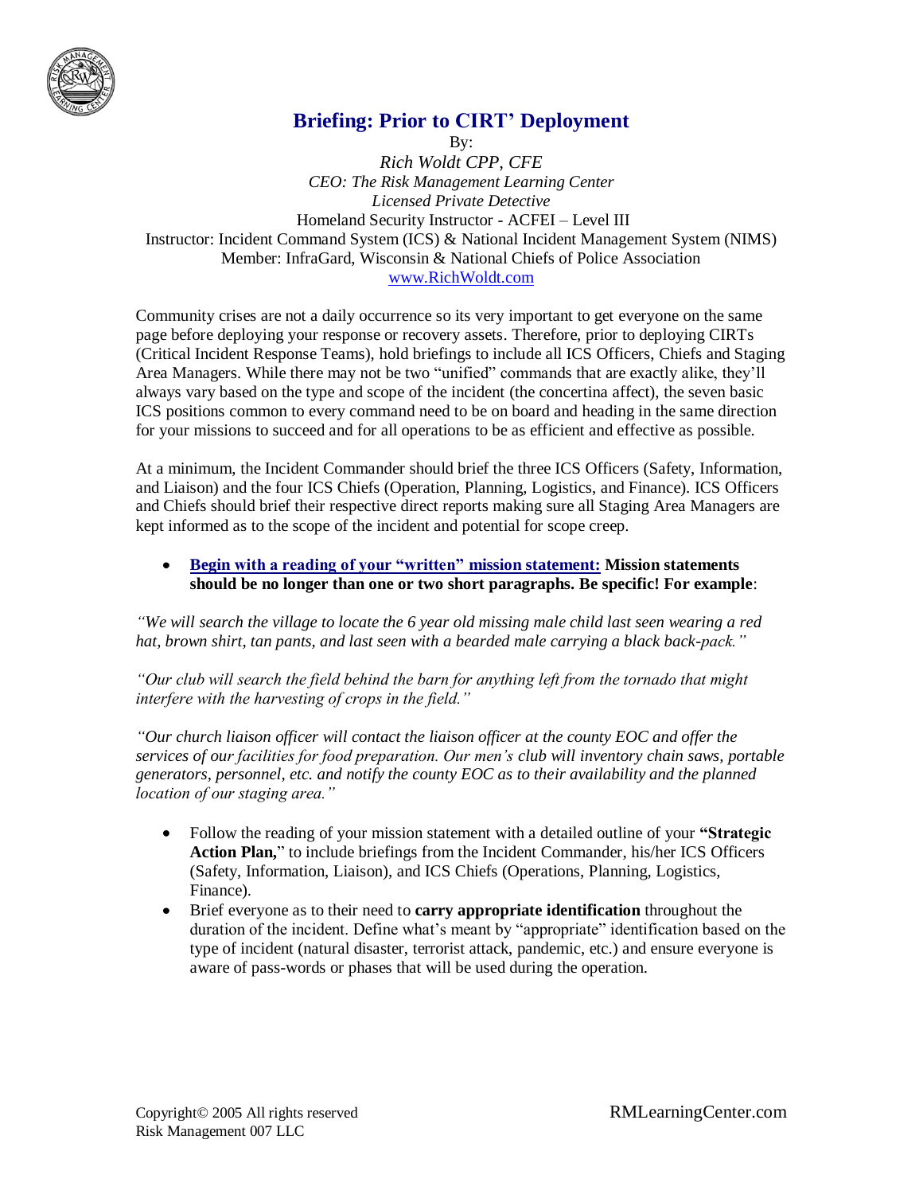# Briefing: Prior to CIRT' Deployment

By:

*Rich Woldt CPP, CFE*

*CEO: The Risk Management Learning Center*

*Licensed Private Detective*

Homeland Security Instructor - ACFEI – Level III

Instructor: Incident Command System (ICS) & National Incident Management System (NIMS)

Member: InfraGard, Wisconsin & National Chiefs of Police Association

www.RichWoldt.com

Community crises are not a daily occurrence so its very important to get everyone on the same page before deploying your response or recovery assets. Therefore, prior to deploying CIRTs (Critical Incident Response Teams), hold briefings to include all ICS Officers, Chiefs and Staging Area Managers. While there may not be two "unified" commands that are exactly alike, they'll always vary based on the type and scope of the incident (the concertina affect), the seven basic ICS positions common to every command need to be on board and heading in the same direction for your missions to succeed and for all operations to be as efficient and effective as possible.

At a minimum, the Incident Commander should brief the three ICS Officers (Safety, Information, and Liaison) and the four ICS Chiefs (Operation, Planning, Logistics, and Finance). ICS Officers and Chiefs should brief their respective direct reports making sure all Staging Area Managers are kept informed as to the scope of the incident and potential for scope creep.

- **Begin with a reading of your "written" mission statement:** **Mission statements should be no longer than one or two short paragraphs. Be specific! For example**:

*"We will search the village to locate the 6 year old missing male child last seen wearing a red hat, brown shirt, tan pants, and last seen with a bearded male carrying a black back-pack."*

*"Our club will search the field behind the barn for anything left from the tornado that might interfere with the harvesting of crops in the field."*

*"Our church liaison officer will contact the liaison officer at the county EOC and offer the services of our facilities for food preparation. Our men's club will inventory chain saws, portable generators, personnel, etc. and notify the county EOC as to their availability and the planned location of our staging area."*

- Follow the reading of your mission statement with a detailed outline of your **"Strategic Action Plan,"** to include briefings from the Incident Commander, his/her ICS Officers (Safety, Information, Liaison), and ICS Chiefs (Operations, Planning, Logistics, Finance).
- Brief everyone as to their need to **carry appropriate identification** throughout the duration of the incident. Define what's meant by "appropriate" identification based on the type of incident (natural disaster, terrorist attack, pandemic, etc.) and ensure everyone is aware of pass-words or phases that will be used during the operation.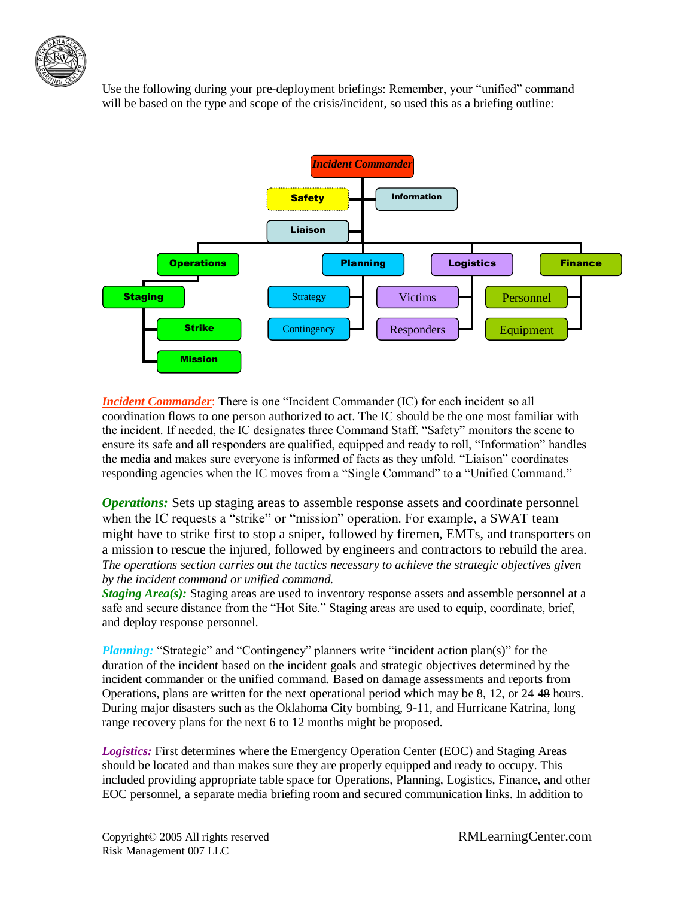Use the following during your pre-deployment briefings: Remember, your "unified" command will be based on the type and scope of the crisis/incident, so used this as a briefing outline:

- **Incident Commander**
  - Safety
  - Information
  - Liaison
  - **Operations**
    - Staging
      - Strike
      - Mission
  - **Planning**
    - Strategy
    - Contingency
  - **Logistics**
    - Victims
    - Responders
  - **Finance**
    - Personnel
    - Equipment

***Incident Commander***: There is one "Incident Commander (IC) for each incident so all coordination flows to one person authorized to act. The IC should be the one most familiar with the incident. If needed, the IC designates three Command Staff. "Safety" monitors the scene to ensure its safe and all responders are qualified, equipped and ready to roll, "Information" handles the media and makes sure everyone is informed of facts as they unfold. "Liaison" coordinates responding agencies when the IC moves from a "Single Command" to a "Unified Command."

***Operations:*** Sets up staging areas to assemble response assets and coordinate personnel when the IC requests a "strike" or "mission" operation. For example, a SWAT team might have to strike first to stop a sniper, followed by firemen, EMTs, and transporters on a mission to rescue the injured, followed by engineers and contractors to rebuild the area. *The operations section carries out the tactics necessary to achieve the strategic objectives given by the incident command or unified command.*

***Staging Area(s):*** Staging areas are used to inventory response assets and assemble personnel at a safe and secure distance from the "Hot Site." Staging areas are used to equip, coordinate, brief, and deploy response personnel.

***Planning:*** "Strategic" and "Contingency" planners write "incident action plan(s)" for the duration of the incident based on the incident goals and strategic objectives determined by the incident commander or the unified command. Based on damage assessments and reports from Operations, plans are written for the next operational period which may be 8, 12, or 24 ~~48~~ hours. During major disasters such as the Oklahoma City bombing, 9-11, and Hurricane Katrina, long range recovery plans for the next 6 to 12 months might be proposed.

***Logistics:*** First determines where the Emergency Operation Center (EOC) and Staging Areas should be located and than makes sure they are properly equipped and ready to occupy. This included providing appropriate table space for Operations, Planning, Logistics, Finance, and other EOC personnel, a separate media briefing room and secured communication links. In addition to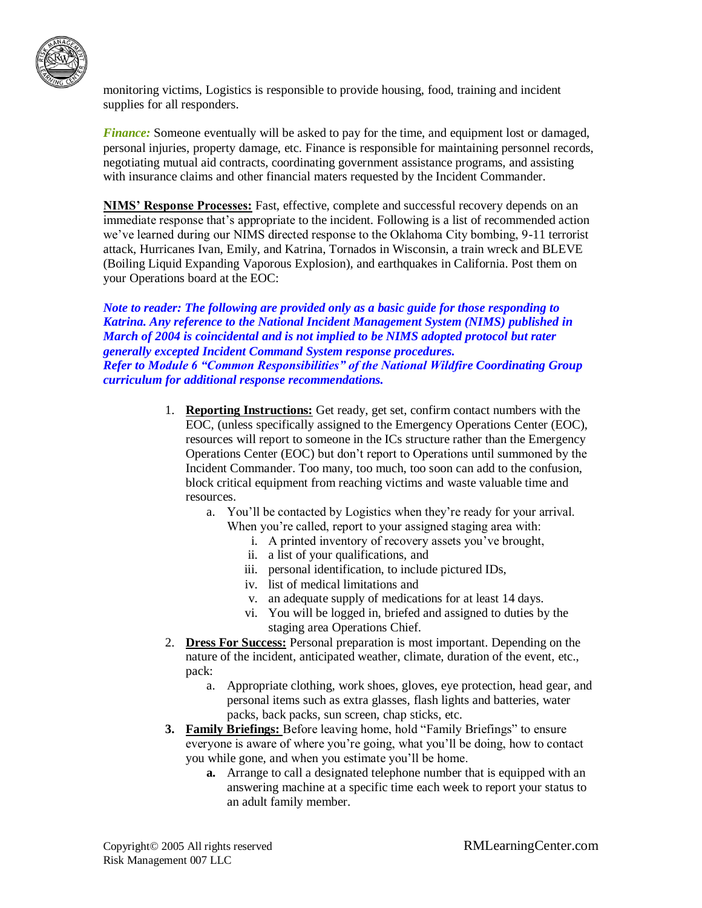monitoring victims, Logistics is responsible to provide housing, food, training and incident supplies for all responders.

***Finance:*** Someone eventually will be asked to pay for the time, and equipment lost or damaged, personal injuries, property damage, etc. Finance is responsible for maintaining personnel records, negotiating mutual aid contracts, coordinating government assistance programs, and assisting with insurance claims and other financial maters requested by the Incident Commander.

**NIMS' Response Processes:** Fast, effective, complete and successful recovery depends on an immediate response that's appropriate to the incident. Following is a list of recommended action we've learned during our NIMS directed response to the Oklahoma City bombing, 9-11 terrorist attack, Hurricanes Ivan, Emily, and Katrina, Tornados in Wisconsin, a train wreck and BLEVE (Boiling Liquid Expanding Vaporous Explosion), and earthquakes in California. Post them on your Operations board at the EOC:

***Note to reader: The following are provided only as a basic guide for those responding to Katrina. Any reference to the National Incident Management System (NIMS) published in March of 2004 is coincidental and is not implied to be NIMS adopted protocol but rater generally excepted Incident Command System response procedures.***
***Refer to Module 6 "Common Responsibilities" of the National Wildfire Coordinating Group curriculum for additional response recommendations.***

1. **Reporting Instructions:** Get ready, get set, confirm contact numbers with the EOC, (unless specifically assigned to the Emergency Operations Center (EOC), resources will report to someone in the ICs structure rather than the Emergency Operations Center (EOC) but don't report to Operations until summoned by the Incident Commander. Too many, too much, too soon can add to the confusion, block critical equipment from reaching victims and waste valuable time and resources.
    a. You'll be contacted by Logistics when they're ready for your arrival. When you're called, report to your assigned staging area with:
        i. A printed inventory of recovery assets you've brought,
        ii. a list of your qualifications, and
        iii. personal identification, to include pictured IDs,
        iv. list of medical limitations and
        v. an adequate supply of medications for at least 14 days.
        vi. You will be logged in, briefed and assigned to duties by the staging area Operations Chief.
2. **Dress For Success:** Personal preparation is most important. Depending on the nature of the incident, anticipated weather, climate, duration of the event, etc., pack:
    a. Appropriate clothing, work shoes, gloves, eye protection, head gear, and personal items such as extra glasses, flash lights and batteries, water packs, back packs, sun screen, chap sticks, etc.
3. **Family Briefings:** Before leaving home, hold "Family Briefings" to ensure everyone is aware of where you're going, what you'll be doing, how to contact you while gone, and when you estimate you'll be home.
    **a.** Arrange to call a designated telephone number that is equipped with an answering machine at a specific time each week to report your status to an adult family member.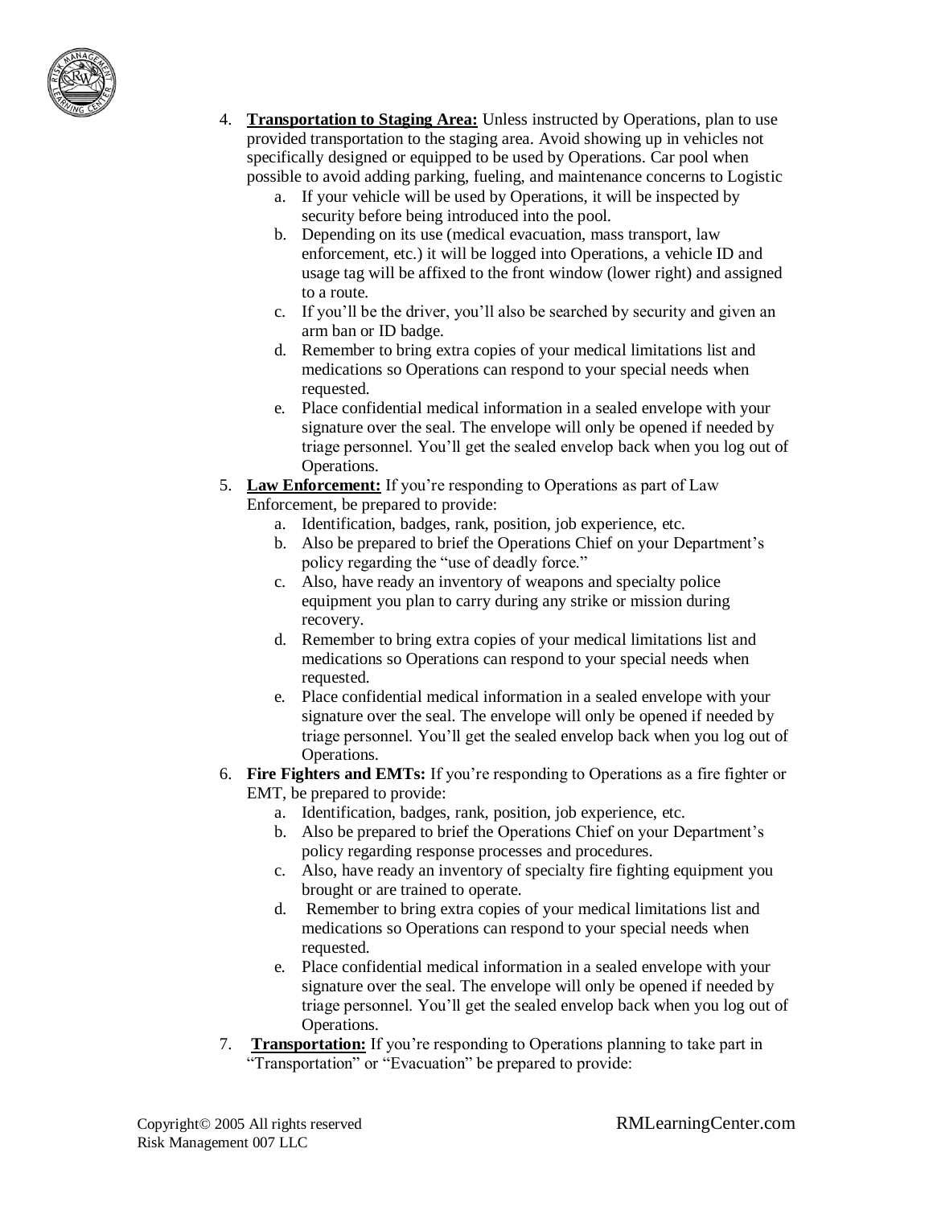4. **Transportation to Staging Area:** Unless instructed by Operations, plan to use provided transportation to the staging area. Avoid showing up in vehicles not specifically designed or equipped to be used by Operations. Car pool when possible to avoid adding parking, fueling, and maintenance concerns to Logistic
   a. If your vehicle will be used by Operations, it will be inspected by security before being introduced into the pool.
   b. Depending on its use (medical evacuation, mass transport, law enforcement, etc.) it will be logged into Operations, a vehicle ID and usage tag will be affixed to the front window (lower right) and assigned to a route.
   c. If you'll be the driver, you'll also be searched by security and given an arm ban or ID badge.
   d. Remember to bring extra copies of your medical limitations list and medications so Operations can respond to your special needs when requested.
   e. Place confidential medical information in a sealed envelope with your signature over the seal. The envelope will only be opened if needed by triage personnel. You'll get the sealed envelop back when you log out of Operations.
5. **Law Enforcement:** If you're responding to Operations as part of Law Enforcement, be prepared to provide:
   a. Identification, badges, rank, position, job experience, etc.
   b. Also be prepared to brief the Operations Chief on your Department's policy regarding the "use of deadly force."
   c. Also, have ready an inventory of weapons and specialty police equipment you plan to carry during any strike or mission during recovery.
   d. Remember to bring extra copies of your medical limitations list and medications so Operations can respond to your special needs when requested.
   e. Place confidential medical information in a sealed envelope with your signature over the seal. The envelope will only be opened if needed by triage personnel. You'll get the sealed envelop back when you log out of Operations.
6. **Fire Fighters and EMTs:** If you're responding to Operations as a fire fighter or EMT, be prepared to provide:
   a. Identification, badges, rank, position, job experience, etc.
   b. Also be prepared to brief the Operations Chief on your Department's policy regarding response processes and procedures.
   c. Also, have ready an inventory of specialty fire fighting equipment you brought or are trained to operate.
   d. Remember to bring extra copies of your medical limitations list and medications so Operations can respond to your special needs when requested.
   e. Place confidential medical information in a sealed envelope with your signature over the seal. The envelope will only be opened if needed by triage personnel. You'll get the sealed envelop back when you log out of Operations.
7. **Transportation:** If you're responding to Operations planning to take part in "Transportation" or "Evacuation" be prepared to provide: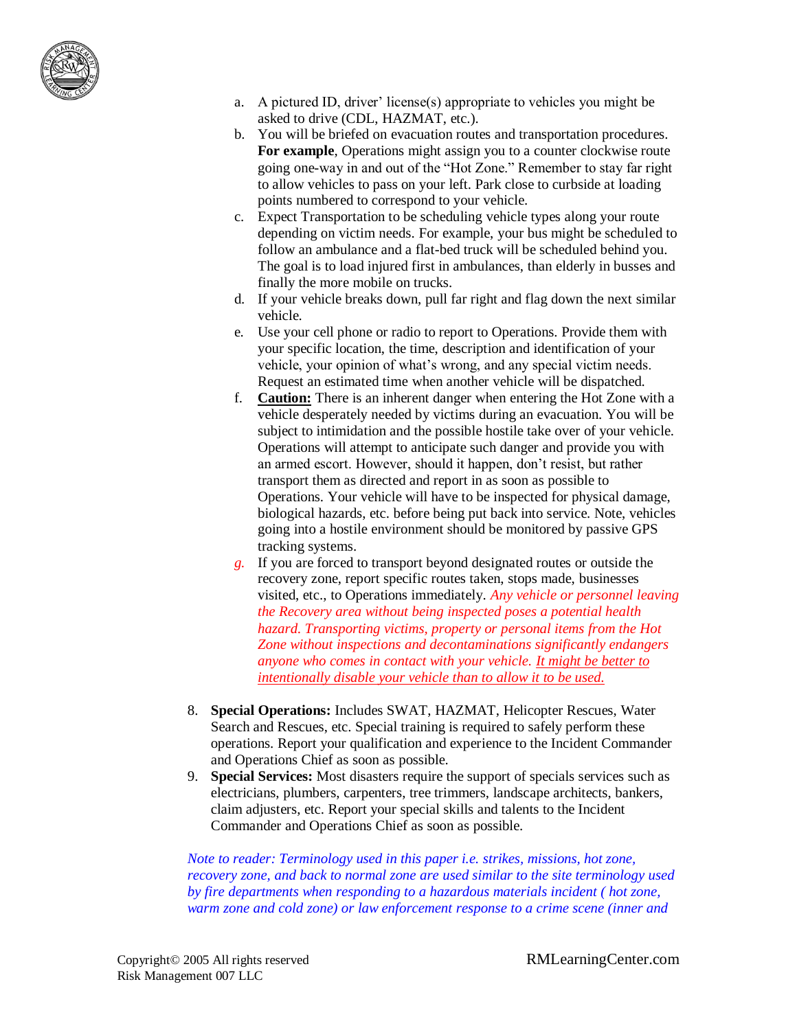a. A pictured ID, driver' license(s) appropriate to vehicles you might be asked to drive (CDL, HAZMAT, etc.).

b. You will be briefed on evacuation routes and transportation procedures. **For example**, Operations might assign you to a counter clockwise route going one-way in and out of the "Hot Zone." Remember to stay far right to allow vehicles to pass on your left. Park close to curbside at loading points numbered to correspond to your vehicle.

c. Expect Transportation to be scheduling vehicle types along your route depending on victim needs. For example, your bus might be scheduled to follow an ambulance and a flat-bed truck will be scheduled behind you. The goal is to load injured first in ambulances, than elderly in busses and finally the more mobile on trucks.

d. If your vehicle breaks down, pull far right and flag down the next similar vehicle.

e. Use your cell phone or radio to report to Operations. Provide them with your specific location, the time, description and identification of your vehicle, your opinion of what's wrong, and any special victim needs. Request an estimated time when another vehicle will be dispatched.

f. **Caution:** There is an inherent danger when entering the Hot Zone with a vehicle desperately needed by victims during an evacuation. You will be subject to intimidation and the possible hostile take over of your vehicle. Operations will attempt to anticipate such danger and provide you with an armed escort. However, should it happen, don't resist, but rather transport them as directed and report in as soon as possible to Operations. Your vehicle will have to be inspected for physical damage, biological hazards, etc. before being put back into service. Note, vehicles going into a hostile environment should be monitored by passive GPS tracking systems.

g. If you are forced to transport beyond designated routes or outside the recovery zone, report specific routes taken, stops made, businesses visited, etc., to Operations immediately. *Any vehicle or personnel leaving the Recovery area without being inspected poses a potential health hazard. Transporting victims, property or personal items from the Hot Zone without inspections and decontaminations significantly endangers anyone who comes in contact with your vehicle. It might be better to intentionally disable your vehicle than to allow it to be used.*

8. **Special Operations:** Includes SWAT, HAZMAT, Helicopter Rescues, Water Search and Rescues, etc. Special training is required to safely perform these operations. Report your qualification and experience to the Incident Commander and Operations Chief as soon as possible.

9. **Special Services:** Most disasters require the support of specials services such as electricians, plumbers, carpenters, tree trimmers, landscape architects, bankers, claim adjusters, etc. Report your special skills and talents to the Incident Commander and Operations Chief as soon as possible.

*Note to reader: Terminology used in this paper i.e. strikes, missions, hot zone, recovery zone, and back to normal zone are used similar to the site terminology used by fire departments when responding to a hazardous materials incident ( hot zone, warm zone and cold zone) or law enforcement response to a crime scene (inner and*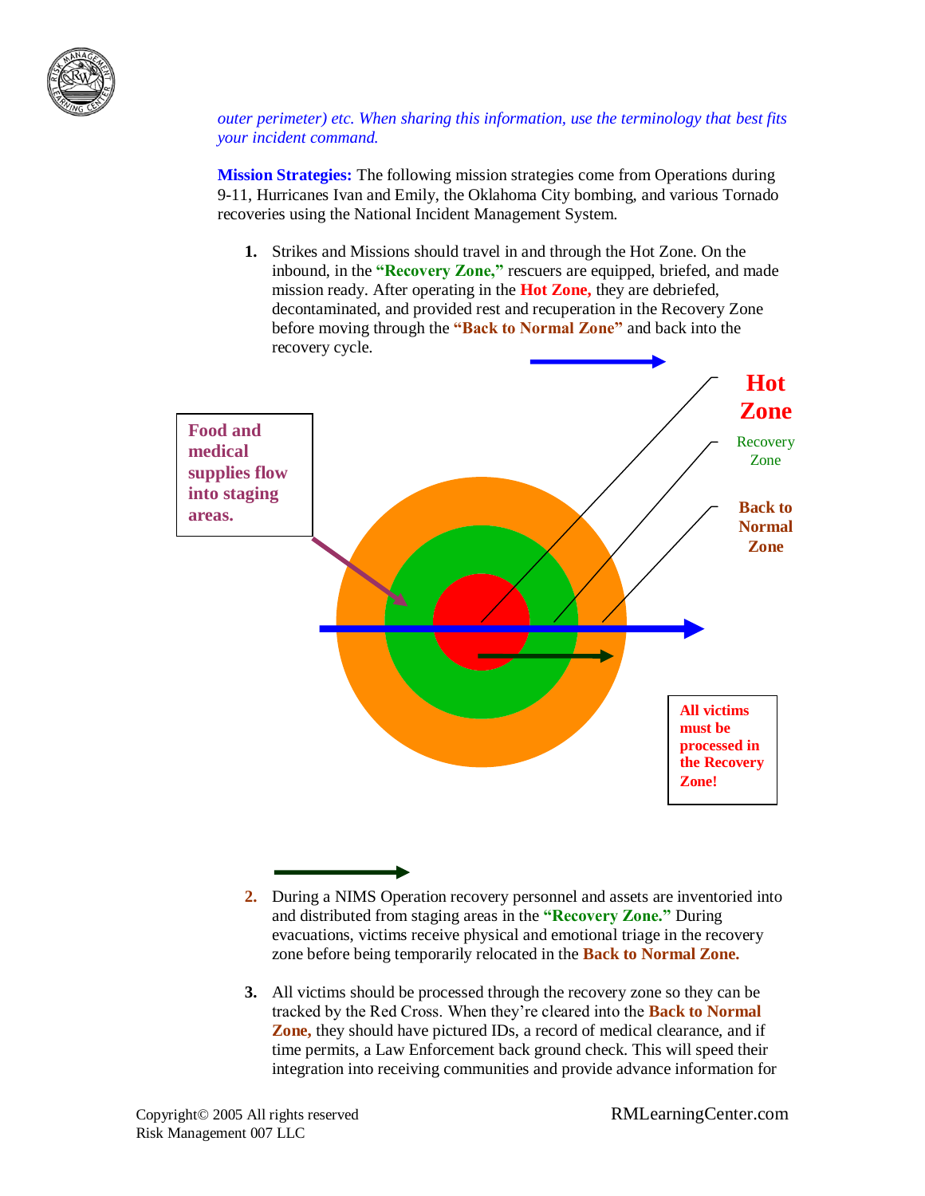*outer perimeter) etc. When sharing this information, use the terminology that best fits your incident command.*

**Mission Strategies:** The following mission strategies come from Operations during 9-11, Hurricanes Ivan and Emily, the Oklahoma City bombing, and various Tornado recoveries using the National Incident Management System.

1. Strikes and Missions should travel in and through the Hot Zone. On the inbound, in the **"Recovery Zone,"** rescuers are equipped, briefed, and made mission ready. After operating in the **Hot Zone,** they are debriefed, decontaminated, and provided rest and recuperation in the Recovery Zone before moving through the **"Back to Normal Zone"** and back into the recovery cycle.

Hot Zone

Recovery Zone

Back to Normal Zone

Food and medical supplies flow into staging areas.

All victims must be processed in the Recovery Zone!

2. During a NIMS Operation recovery personnel and assets are inventoried into and distributed from staging areas in the **"Recovery Zone."** During evacuations, victims receive physical and emotional triage in the recovery zone before being temporarily relocated in the **Back to Normal Zone.**

3. All victims should be processed through the recovery zone so they can be tracked by the Red Cross. When they're cleared into the **Back to Normal Zone,** they should have pictured IDs, a record of medical clearance, and if time permits, a Law Enforcement back ground check. This will speed their integration into receiving communities and provide advance information for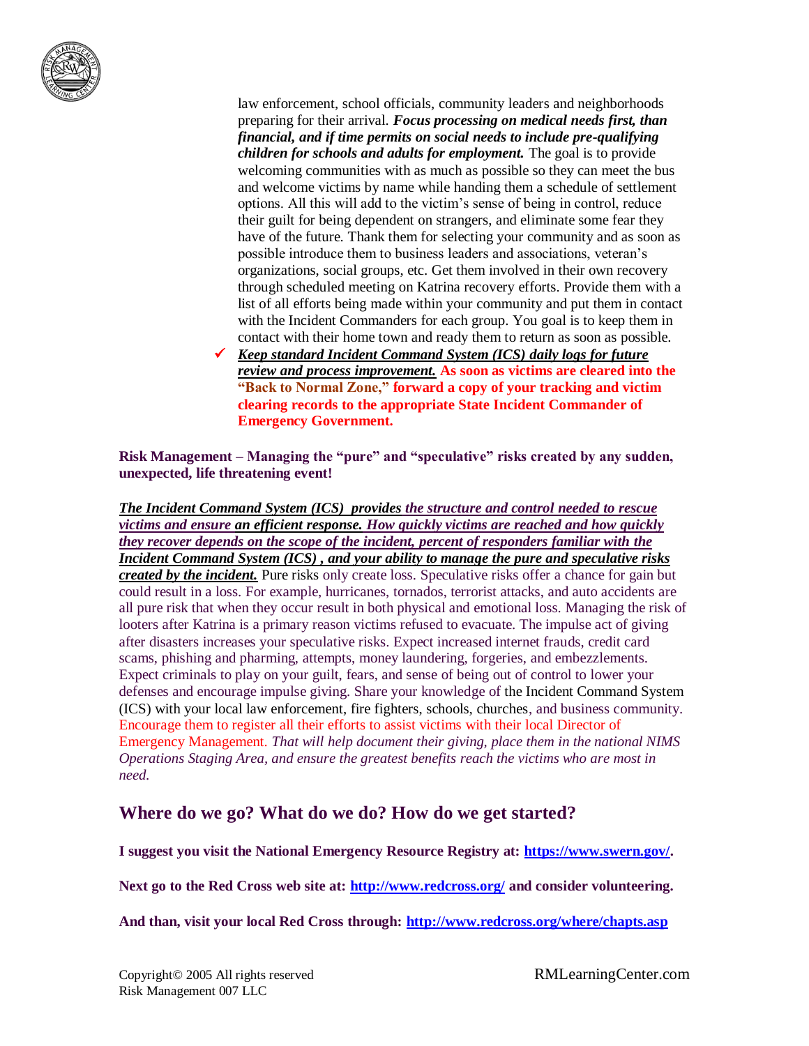law enforcement, school officials, community leaders and neighborhoods preparing for their arrival. ***Focus processing on medical needs first, than financial, and if time permits on social needs to include pre-qualifying children for schools and adults for employment.*** The goal is to provide welcoming communities with as much as possible so they can meet the bus and welcome victims by name while handing them a schedule of settlement options. All this will add to the victim's sense of being in control, reduce their guilt for being dependent on strangers, and eliminate some fear they have of the future. Thank them for selecting your community and as soon as possible introduce them to business leaders and associations, veteran's organizations, social groups, etc. Get them involved in their own recovery through scheduled meeting on Katrina recovery efforts. Provide them with a list of all efforts being made within your community and put them in contact with the Incident Commanders for each group. You goal is to keep them in contact with their home town and ready them to return as soon as possible.

- ✓ ***Keep standard Incident Command System (ICS) daily logs for future review and process improvement.*** **As soon as victims are cleared into the "Back to Normal Zone," forward a copy of your tracking and victim clearing records to the appropriate State Incident Commander of Emergency Government.**

**Risk Management – Managing the "pure" and "speculative" risks created by any sudden, unexpected, life threatening event!**

***The Incident Command System (ICS) provides the structure and control needed to rescue victims and ensure an efficient response. How quickly victims are reached and how quickly they recover depends on the scope of the incident, percent of responders familiar with the Incident Command System (ICS) , and your ability to manage the pure and speculative risks created by the incident.*** Pure risks only create loss. Speculative risks offer a chance for gain but could result in a loss. For example, hurricanes, tornados, terrorist attacks, and auto accidents are all pure risk that when they occur result in both physical and emotional loss. Managing the risk of looters after Katrina is a primary reason victims refused to evacuate. The impulse act of giving after disasters increases your speculative risks. Expect increased internet frauds, credit card scams, phishing and pharming, attempts, money laundering, forgeries, and embezzlements. Expect criminals to play on your guilt, fears, and sense of being out of control to lower your defenses and encourage impulse giving. Share your knowledge of the Incident Command System (ICS) with your local law enforcement, fire fighters, schools, churches, and business community. Encourage them to register all their efforts to assist victims with their local Director of Emergency Management. *That will help document their giving, place them in the national NIMS Operations Staging Area, and ensure the greatest benefits reach the victims who are most in need.*

## Where do we go? What do we do? How do we get started?

**I suggest you visit the National Emergency Resource Registry at: https://www.swern.gov/.**

**Next go to the Red Cross web site at: http://www.redcross.org/ and consider volunteering.**

**And than, visit your local Red Cross through: http://www.redcross.org/where/chapts.asp**

Copyright© 2005 All rights reserved
Risk Management 007 LLC

RMLearningCenter.com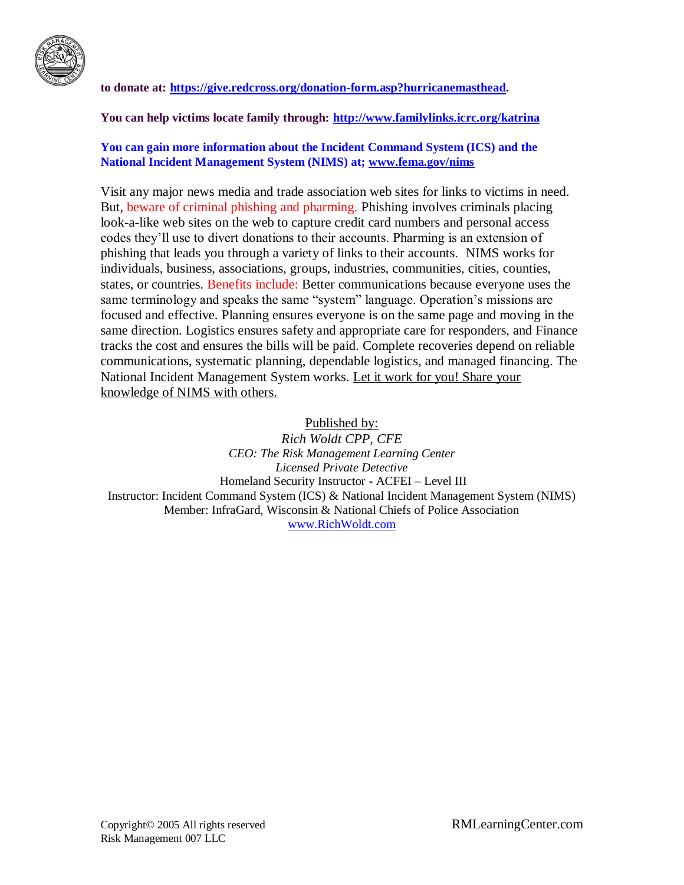**to donate at: [https://give.redcross.org/donation-form.asp?hurricanemasthead](https://give.redcross.org/donation-form.asp?hurricanemasthead).**

**You can help victims locate family through: [http://www.familylinks.icrc.org/katrina](http://www.familylinks.icrc.org/katrina)**

**You can gain more information about the Incident Command System (ICS) and the National Incident Management System (NIMS) at; [www.fema.gov/nims](http://www.fema.gov/nims)**

Visit any major news media and trade association web sites for links to victims in need. But, beware of criminal phishing and pharming. Phishing involves criminals placing look-a-like web sites on the web to capture credit card numbers and personal access codes they'll use to divert donations to their accounts. Pharming is an extension of phishing that leads you through a variety of links to their accounts. NIMS works for individuals, business, associations, groups, industries, communities, cities, counties, states, or countries. Benefits include: Better communications because everyone uses the same terminology and speaks the same "system" language. Operation's missions are focused and effective. Planning ensures everyone is on the same page and moving in the same direction. Logistics ensures safety and appropriate care for responders, and Finance tracks the cost and ensures the bills will be paid. Complete recoveries depend on reliable communications, systematic planning, dependable logistics, and managed financing. The National Incident Management System works. Let it work for you! Share your knowledge of NIMS with others.

Published by:

*Rich Woldt CPP, CFE*

*CEO: The Risk Management Learning Center*

*Licensed Private Detective*

Homeland Security Instructor - ACFEI – Level III

Instructor: Incident Command System (ICS) & National Incident Management System (NIMS)

Member: InfraGard, Wisconsin & National Chiefs of Police Association

[www.RichWoldt.com](http://www.RichWoldt.com)

Copyright© 2005 All rights reserved
Risk Management 007 LLC

RMLearningCenter.com